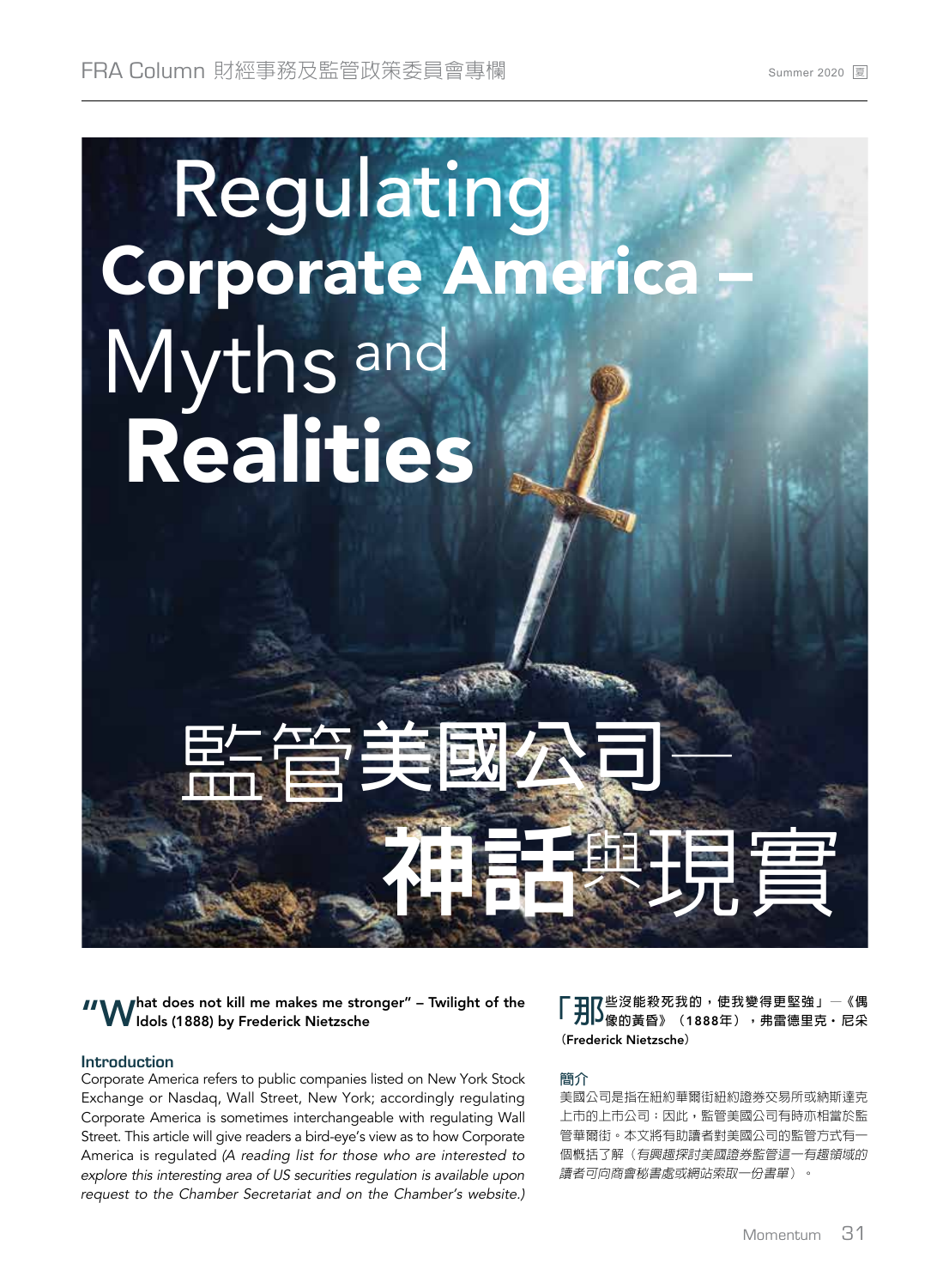# Regulating Corporate America – Myths and Realities

# 監管美國公司— 神話與現實

**"What does not kill me makes me stronger" – Twilight of the Idols (1888) by Frederick Nietzsche**

## Introduction

Corporate America refers to public companies listed on New York Stock Exchange or Nasdaq, Wall Street, New York; accordingly regulating Corporate America is sometimes interchangeable with regulating Wall Street. This article will give readers a bird-eye's view as to how Corporate America is regulated *(A reading list for those who are interested to explore this interesting area of US securities regulation is available upon request to the Chamber Secretariat and on the Chamber's website.)*

**「那些沒能殺死我的，使我變得更堅強」—《偶像的黃昏》（1888年），弗雷德里克・尼采（Frederick Nietzsche）**

## 簡介

美國公司是指在紐約華爾街紐約證券交易所或納斯達克上市的上市公司；因此，監管美國公司有時亦相當於監管華爾街。本文將有助讀者對美國公司的監管方式有一個概括了解（*有興趣探討美國證券監管這一有趣領域的讀者可向商會秘書處或網站索取一份書單*）。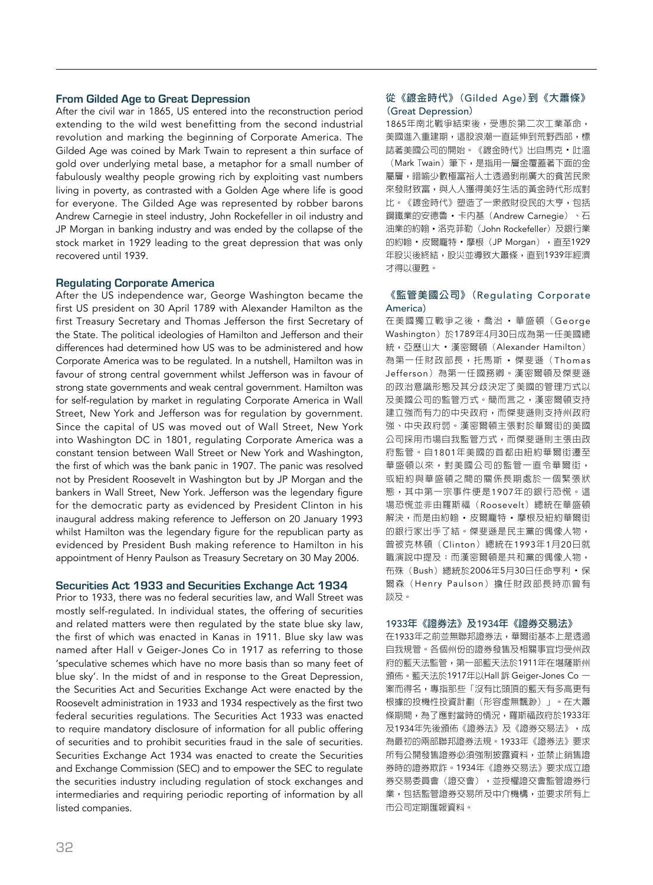## From Gilded Age to Great Depression

After the civil war in 1865, US entered into the reconstruction period extending to the wild west benefitting from the second industrial revolution and marking the beginning of Corporate America. The Gilded Age was coined by Mark Twain to represent a thin surface of gold over underlying metal base, a metaphor for a small number of fabulously wealthy people growing rich by exploiting vast numbers living in poverty, as contrasted with a Golden Age where life is good for everyone. The Gilded Age was represented by robber barons Andrew Carnegie in steel industry, John Rockefeller in oil industry and JP Morgan in banking industry and was ended by the collapse of the stock market in 1929 leading to the great depression that was only recovered until 1939.

## Regulating Corporate America

After the US independence war, George Washington became the first US president on 30 April 1789 with Alexander Hamilton as the first Treasury Secretary and Thomas Jefferson the first Secretary of the State. The political ideologies of Hamilton and Jefferson and their differences had determined how US was to be administered and how Corporate America was to be regulated. In a nutshell, Hamilton was in favour of strong central government whilst Jefferson was in favour of strong state governments and weak central government. Hamilton was for self-regulation by market in regulating Corporate America in Wall Street, New York and Jefferson was for regulation by government. Since the capital of US was moved out of Wall Street, New York into Washington DC in 1801, regulating Corporate America was a constant tension between Wall Street or New York and Washington, the first of which was the bank panic in 1907. The panic was resolved not by President Roosevelt in Washington but by JP Morgan and the bankers in Wall Street, New York. Jefferson was the legendary figure for the democratic party as evidenced by President Clinton in his inaugural address making reference to Jefferson on 20 January 1993 whilst Hamilton was the legendary figure for the republican party as evidenced by President Bush making reference to Hamilton in his appointment of Henry Paulson as Treasury Secretary on 30 May 2006.

## Securities Act 1933 and Securities Exchange Act 1934

Prior to 1933, there was no federal securities law, and Wall Street was mostly self-regulated. In individual states, the offering of securities and related matters were then regulated by the state blue sky law, the first of which was enacted in Kanas in 1911. Blue sky law was named after Hall v Geiger-Jones Co in 1917 as referring to those 'speculative schemes which have no more basis than so many feet of blue sky'. In the midst of and in response to the Great Depression, the Securities Act and Securities Exchange Act were enacted by the Roosevelt administration in 1933 and 1934 respectively as the first two federal securities regulations. The Securities Act 1933 was enacted to require mandatory disclosure of information for all public offering of securities and to prohibit securities fraud in the sale of securities. Securities Exchange Act 1934 was enacted to create the Securities and Exchange Commission (SEC) and to empower the SEC to regulate the securities industry including regulation of stock exchanges and intermediaries and requiring periodic reporting of information by all listed companies.

## 從《鍍金時代》(Gilded Age)到《大蕭條》(Great Depression)

1865年南北戰爭結束後，受惠於第二次工業革命，美國進入重建期，這股浪潮一直延伸到荒野西部，標誌著美國公司的開始。《鍍金時代》出自馬克・吐溫（Mark Twain）筆下，是指用一層金覆蓋著下面的金屬層，暗喻少數極富裕人士透過剝削廣大的貧苦民眾來發財致富，與人人獲得美好生活的黃金時代形成對比。《鍍金時代》塑造了一眾斂財役民的大亨，包括鋼鐵業的安德魯・卡內基（Andrew Carnegie）、石油業的約翰・洛克菲勒（John Rockefeller）及銀行業的約翰・皮爾龐特・摩根（JP Morgan），直至1929年股災後終結，股災並導致大蕭條，直到1939年經濟才得以復甦。

## 《監管美國公司》(Regulating Corporate America)

在美國獨立戰爭之後，喬治・華盛頓（George Washington）於1789年4月30日成為第一任美國總統，亞歷山大・漢密爾頓（Alexander Hamilton）為第一任財政部長，托馬斯・傑斐遜（Thomas Jefferson）為第一任國務卿。漢密爾頓及傑斐遜的政治意識形態及其分歧決定了美國的管理方式以及美國公司的監管方式。簡而言之，漢密爾頓支持建立強而有力的中央政府，而傑斐遜則支持州政府強、中央政府弱。漢密爾頓主張對於華爾街的美國公司採用市場自我監管方式，而傑斐遜則主張由政府監管。自1801年美國的首都由紐約華爾街遷至華盛頓以來，對美國公司的監管一直令華爾街，或紐約與華盛頓之間的關係長期處於一個緊張狀態，其中第一宗事件便是1907年的銀行恐慌。這場恐慌並非由羅斯福（Roosevelt）總統在華盛頓解決，而是由約翰・皮爾龐特・摩根及紐約華爾街的銀行家出手了結。傑斐遜是民主黨的偶像人物，曾被克林頓（Clinton）總統在1993年1月20日就職演說中提及；而漢密爾頓是共和黨的偶像人物，布殊（Bush）總統於2006年5月30日任命亨利・保爾森（Henry Paulson）擔任財政部長時亦曾有談及。

## 1933年《證券法》及1934年《證券交易法》

在1933年之前並無聯邦證券法，華爾街基本上是透過自我規管。各個州份的證券發售及相關事宜均受州政府的藍天法監管，第一部藍天法於1911年在堪薩斯州頒佈。藍天法於1917年以Hall 訴 Geiger-Jones Co 一案而得名，專指那些「沒有比頭頂的藍天有多高更有根據的投機性投資計劃（形容虛無飄渺）」。在大蕭條期間，為了應對當時的情況，羅斯福政府於1933年及1934年先後頒佈《證券法》及《證券交易法》，成為最初的兩部聯邦證券法規。1933年《證券法》要求所有公開發售證券必須強制披露資料，並禁止銷售證券時的證券欺詐。1934年《證券交易法》要求成立證券交易委員會（證交會），並授權證交會監管證券行業，包括監管證券交易所及中介機構，並要求所有上市公司定期匯報資料。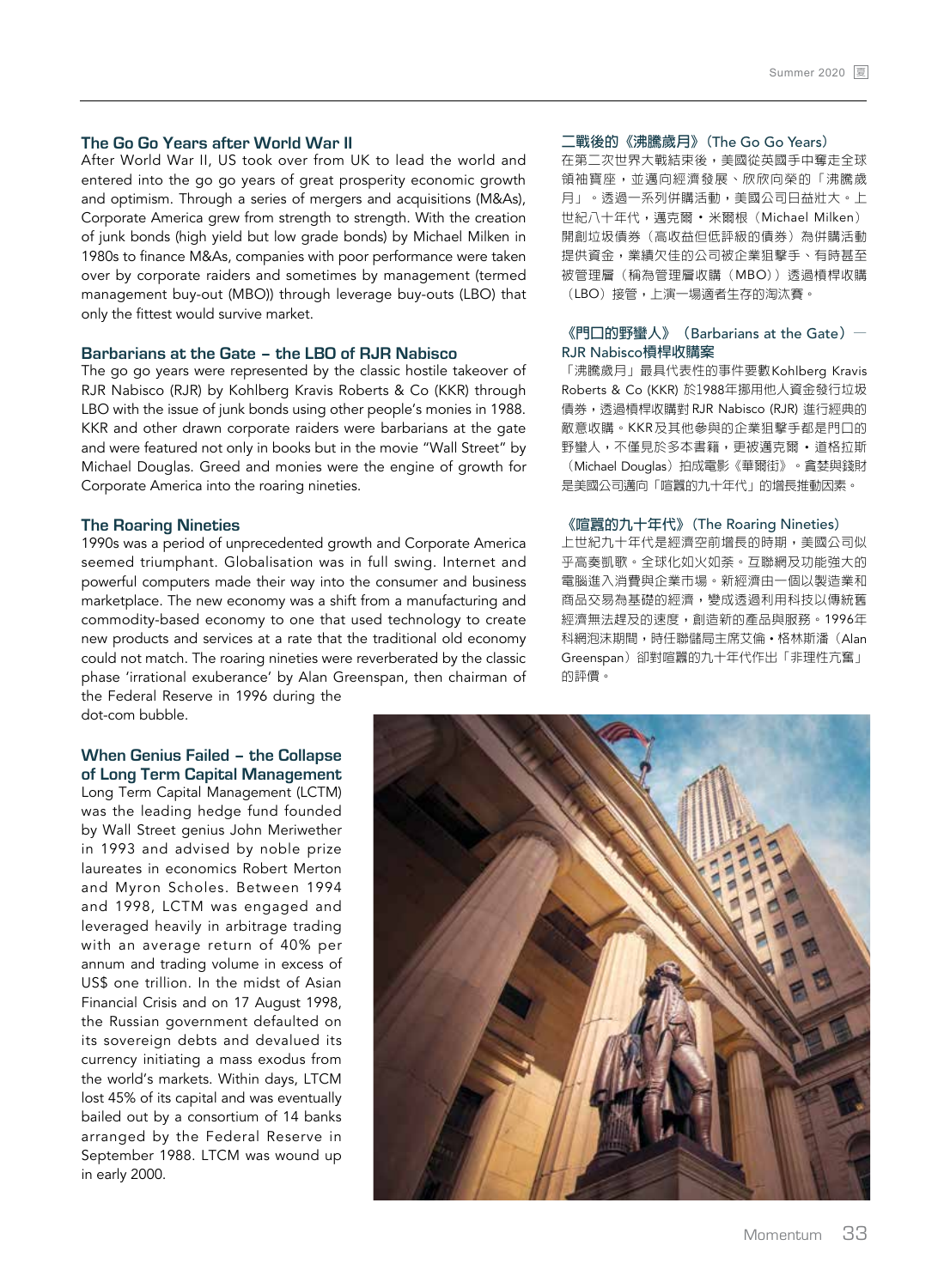### The Go Go Years after World War II

After World War II, US took over from UK to lead the world and entered into the go go years of great prosperity economic growth and optimism. Through a series of mergers and acquisitions (M&As), Corporate America grew from strength to strength. With the creation of junk bonds (high yield but low grade bonds) by Michael Milken in 1980s to finance M&As, companies with poor performance were taken over by corporate raiders and sometimes by management (termed management buy-out (MBO)) through leverage buy-outs (LBO) that only the fittest would survive market.

### Barbarians at the Gate – the LBO of RJR Nabisco

The go go years were represented by the classic hostile takeover of RJR Nabisco (RJR) by Kohlberg Kravis Roberts & Co (KKR) through LBO with the issue of junk bonds using other people's monies in 1988. KKR and other drawn corporate raiders were barbarians at the gate and were featured not only in books but in the movie "Wall Street" by Michael Douglas. Greed and monies were the engine of growth for Corporate America into the roaring nineties.

### The Roaring Nineties

1990s was a period of unprecedented growth and Corporate America seemed triumphant. Globalisation was in full swing. Internet and powerful computers made their way into the consumer and business marketplace. The new economy was a shift from a manufacturing and commodity-based economy to one that used technology to create new products and services at a rate that the traditional old economy could not match. The roaring nineties were reverberated by the classic phase 'irrational exuberance' by Alan Greenspan, then chairman of the Federal Reserve in 1996 during the dot-com bubble.

### When Genius Failed – the Collapse of Long Term Capital Management

Long Term Capital Management (LCTM) was the leading hedge fund founded by Wall Street genius John Meriwether in 1993 and advised by noble prize laureates in economics Robert Merton and Myron Scholes. Between 1994 and 1998, LCTM was engaged and leveraged heavily in arbitrage trading with an average return of 40% per annum and trading volume in excess of US$ one trillion. In the midst of Asian Financial Crisis and on 17 August 1998, the Russian government defaulted on its sovereign debts and devalued its currency initiating a mass exodus from the world's markets. Within days, LTCM lost 45% of its capital and was eventually bailed out by a consortium of 14 banks arranged by the Federal Reserve in September 1988. LTCM was wound up in early 2000.

### 二戰後的《沸騰歲月》(The Go Go Years)

在第二次世界大戰結束後，美國從英國手中奪走全球領袖寶座，並邁向經濟發展、欣欣向榮的「沸騰歲月」。透過一系列併購活動，美國公司日益壯大。上世紀八十年代，邁克爾・米爾根（Michael Milken）開創垃圾債券（高收益但低評級的債券）為併購活動提供資金，業績欠佳的公司被企業狙擊手、有時甚至被管理層（稱為管理層收購（MBO））透過槓桿收購（LBO）接管，上演一場適者生存的淘汰賽。

### 《門口的野蠻人》(Barbarians at the Gate) — RJR Nabisco槓桿收購案

「沸騰歲月」最具代表性的事件要數Kohlberg Kravis Roberts & Co (KKR) 於1988年挪用他人資金發行垃圾債券，透過槓桿收購對 RJR Nabisco (RJR) 進行經典的敵意收購。KKR及其他參與的企業狙擊手都是門口的野蠻人，不僅見於多本書籍，更被邁克爾・道格拉斯（Michael Douglas）拍成電影《華爾街》。貪婪與錢財是美國公司邁向「喧囂的九十年代」的增長推動因素。

### 《喧囂的九十年代》(The Roaring Nineties)

上世紀九十年代是經濟空前增長的時期，美國公司似乎高奏凱歌。全球化如火如荼。互聯網及功能強大的電腦進入消費與企業市場。新經濟由一個以製造業和商品交易為基礎的經濟，變成透過利用科技以傳統舊經濟無法趕及的速度，創造新的產品與服務。1996年科網泡沫期間，時任聯儲局主席艾倫・格林斯潘（Alan Greenspan）卻對喧囂的九十年代作出「非理性亢奮」的評價。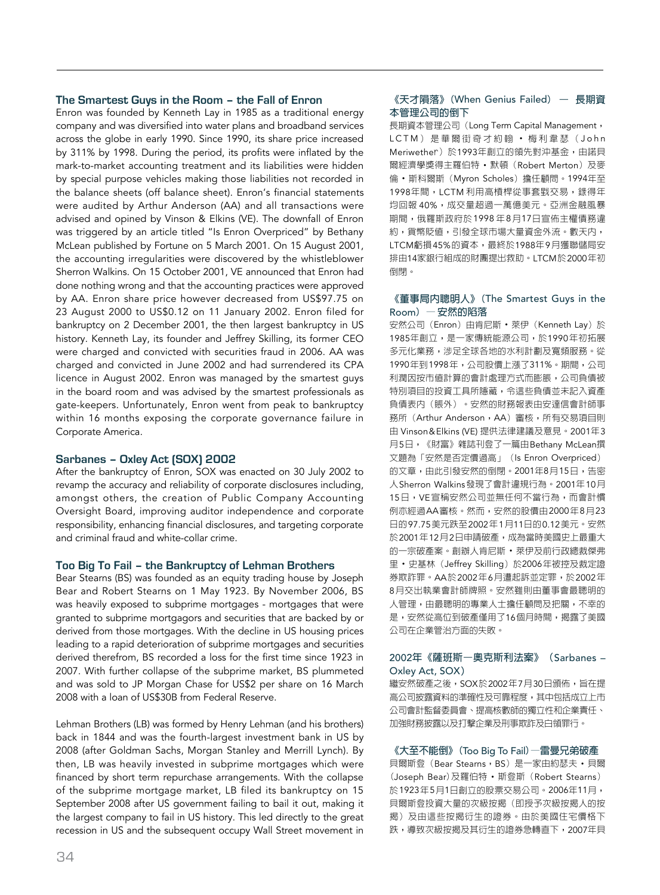### The Smartest Guys in the Room – the Fall of Enron

Enron was founded by Kenneth Lay in 1985 as a traditional energy company and was diversified into water plans and broadband services across the globe in early 1990. Since 1990, its share price increased by 311% by 1998. During the period, its profits were inflated by the mark-to-market accounting treatment and its liabilities were hidden by special purpose vehicles making those liabilities not recorded in the balance sheets (off balance sheet). Enron's financial statements were audited by Arthur Anderson (AA) and all transactions were advised and opined by Vinson & Elkins (VE). The downfall of Enron was triggered by an article titled "Is Enron Overpriced" by Bethany McLean published by Fortune on 5 March 2001. On 15 August 2001, the accounting irregularities were discovered by the whistleblower Sherron Walkins. On 15 October 2001, VE announced that Enron had done nothing wrong and that the accounting practices were approved by AA. Enron share price however decreased from US$97.75 on 23 August 2000 to US$0.12 on 11 January 2002. Enron filed for bankruptcy on 2 December 2001, the then largest bankruptcy in US history. Kenneth Lay, its founder and Jeffrey Skilling, its former CEO were charged and convicted with securities fraud in 2006. AA was charged and convicted in June 2002 and had surrendered its CPA licence in August 2002. Enron was managed by the smartest guys in the board room and was advised by the smartest professionals as gate-keepers. Unfortunately, Enron went from peak to bankruptcy within 16 months exposing the corporate governance failure in Corporate America.

### Sarbanes – Oxley Act (SOX) 2002

After the bankruptcy of Enron, SOX was enacted on 30 July 2002 to revamp the accuracy and reliability of corporate disclosures including, amongst others, the creation of Public Company Accounting Oversight Board, improving auditor independence and corporate responsibility, enhancing financial disclosures, and targeting corporate and criminal fraud and white-collar crime.

### Too Big To Fail – the Bankruptcy of Lehman Brothers

Bear Stearns (BS) was founded as an equity trading house by Joseph Bear and Robert Stearns on 1 May 1923. By November 2006, BS was heavily exposed to subprime mortgages - mortgages that were granted to subprime mortgagors and securities that are backed by or derived from those mortgages. With the decline in US housing prices leading to a rapid deterioration of subprime mortgages and securities derived therefrom, BS recorded a loss for the first time since 1923 in 2007. With further collapse of the subprime market, BS plummeted and was sold to JP Morgan Chase for US$2 per share on 16 March 2008 with a loan of US$30B from Federal Reserve.

Lehman Brothers (LB) was formed by Henry Lehman (and his brothers) back in 1844 and was the fourth-largest investment bank in US by 2008 (after Goldman Sachs, Morgan Stanley and Merrill Lynch). By then, LB was heavily invested in subprime mortgages which were financed by short term repurchase arrangements. With the collapse of the subprime mortgage market, LB filed its bankruptcy on 15 September 2008 after US government failing to bail it out, making it the largest company to fail in US history. This led directly to the great recession in US and the subsequent occupy Wall Street movement in

### 《天才隕落》(When Genius Failed) — 長期資本管理公司的倒下

長期資本管理公司（Long Term Capital Management，LCTM）是華爾街奇才約翰・梅利韋瑟（John Meriwether）於1993年創立的領先對沖基金，由諾貝爾經濟學獎得主羅伯特・默頓（Robert Merton）及麥倫・斯科爾斯（Myron Scholes）擔任顧問。1994年至1998年間，LCTM利用高槓桿從事套戥交易，錄得年均回報40%，成交量超過一萬億美元。亞洲金融風暴期間，俄羅斯政府於1998年8月17日宣佈主權債務違約，貨幣貶值，引發全球市場大量資金外流。數天內，LTCM虧損45%的資本，最終於1988年9月獲聯儲局安排由14家銀行組成的財團提出救助。LTCM於2000年初倒閉。

### 《董事局內聰明人》(The Smartest Guys in the Room) — 安然的陷落

安然公司（Enron）由肯尼斯・萊伊（Kenneth Lay）於1985年創立，是一家傳統能源公司，於1990年初拓展多元化業務，涉足全球各地的水利計劃及寬頻服務。從1990年到1998年，公司股價上漲了311%。期間，公司利潤因按市值計算的會計處理方式而膨脹，公司負債被特別項目的投資工具所隱藏，令這些負債並未記入資產負債表內（賬外）。安然的財務報表由安達信會計師事務所（Arthur Anderson，AA）審核，所有交易項目則由 Vinson&Elkins (VE) 提供法律建議及意見。2001年3月5日，《財富》雜誌刊登了一篇由Bethany McLean撰文題為「安然是否定價過高」（Is Enron Overpriced）的文章，由此引發安然的倒閉。2001年8月15日，告密人Sherron Walkins發現了會計違規行為。2001年10月15日，VE宣稱安然公司並無任何不當行為，而會計慣例亦經過AA審核。然而，安然的股價由2000年8月23日的97.75美元跌至2002年1月11日的0.12美元。安然於2001年12月2日申請破產，成為當時美國史上最重大的一宗破產案。創辦人肯尼斯・萊伊及前行政總裁傑弗里・史基林（Jeffrey Skilling）於2006年被控及裁定證券欺詐罪。AA於2002年6月遭起訴並定罪，於2002年8月交出執業會計師牌照。安然雖則由董事會最聰明的人管理，由最聰明的專業人士擔任顧問及把關，不幸的是，安然從高位到破產僅用了16個月時間，揭露了美國公司在企業管治方面的失敗。

### 2002年《薩班斯－奧克斯利法案》(Sarbanes – Oxley Act, SOX)

繼安然破產之後，SOX於2002年7月30日頒佈，旨在提高公司披露資料的準確性及可靠程度，其中包括成立上市公司會計監督委員會、提高核數師的獨立性和企業責任、加強財務披露以及打擊企業及刑事欺詐及白領罪行。

### 《大至不能倒》(Too Big To Fail) — 雷曼兄弟破產

貝爾斯登（Bear Stearns，BS）是一家由約瑟夫・貝爾（Joseph Bear）及羅伯特・斯登斯（Robert Stearns）於1923年5月1日創立的股票交易公司。2006年11月，貝爾斯登投資大量的次級按揭（即授予次級按揭人的按揭）及由這些按揭衍生的證券。由於美國住宅價格下跌，導致次級按揭及其衍生的證券急轉直下，2007年貝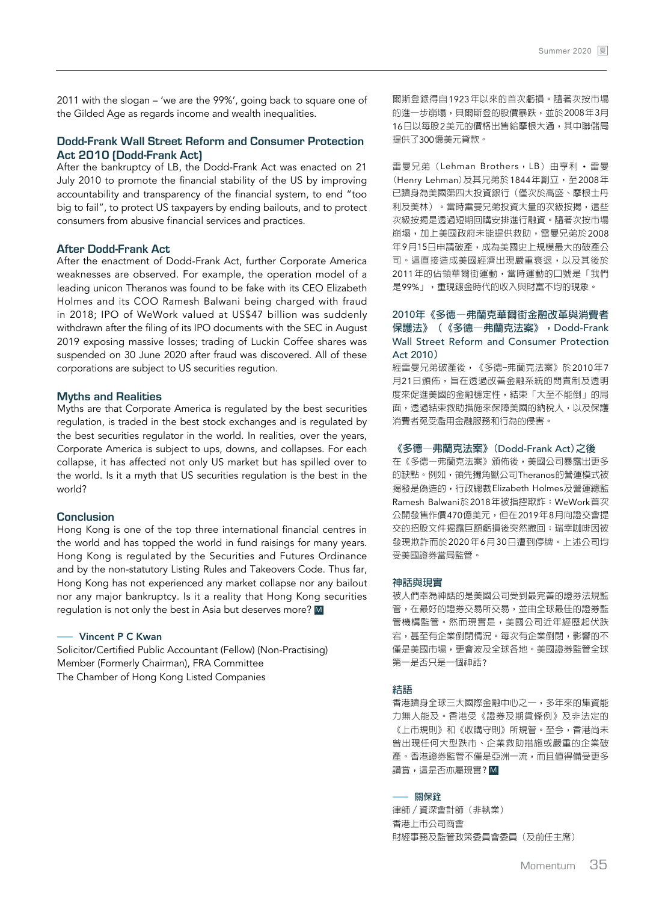2011 with the slogan – 'we are the 99%', going back to square one of the Gilded Age as regards income and wealth inequalities.

### Dodd-Frank Wall Street Reform and Consumer Protection Act 2010 (Dodd-Frank Act)

After the bankruptcy of LB, the Dodd-Frank Act was enacted on 21 July 2010 to promote the financial stability of the US by improving accountability and transparency of the financial system, to end "too big to fail", to protect US taxpayers by ending bailouts, and to protect consumers from abusive financial services and practices.

### After Dodd-Frank Act

After the enactment of Dodd-Frank Act, further Corporate America weaknesses are observed. For example, the operation model of a leading unicon Theranos was found to be fake with its CEO Elizabeth Holmes and its COO Ramesh Balwani being charged with fraud in 2018; IPO of WeWork valued at US$47 billion was suddenly withdrawn after the filing of its IPO documents with the SEC in August 2019 exposing massive losses; trading of Luckin Coffee shares was suspended on 30 June 2020 after fraud was discovered. All of these corporations are subject to US securities regution.

### Myths and Realities

Myths are that Corporate America is regulated by the best securities regulation, is traded in the best stock exchanges and is regulated by the best securities regulator in the world. In realities, over the years, Corporate America is subject to ups, downs, and collapses. For each collapse, it has affected not only US market but has spilled over to the world. Is it a myth that US securities regulation is the best in the world?

### Conclusion

Hong Kong is one of the top three international financial centres in the world and has topped the world in fund raisings for many years. Hong Kong is regulated by the Securities and Futures Ordinance and by the non-statutory Listing Rules and Takeovers Code. Thus far, Hong Kong has not experienced any market collapse nor any bailout nor any major bankruptcy. Is it a reality that Hong Kong securities regulation is not only the best in Asia but deserves more? M

—— **Vincent P C Kwan**

Solicitor/Certified Public Accountant (Fellow) (Non-Practising)
Member (Formerly Chairman), FRA Committee
The Chamber of Hong Kong Listed Companies

爾斯登錄得自1923年以來的首次虧損。隨著次按市場的進一步崩塌，貝爾斯登的股價暴跌，並於2008年3月16日以每股2美元的價格出售給摩根大通，其中聯儲局提供了300億美元貸款。

雷曼兄弟（Lehman Brothers，LB）由亨利・雷曼（Henry Lehman）及其兄弟於1844年創立，至2008年已躋身為美國第四大投資銀行（僅次於高盛、摩根士丹利及美林）。當時雷曼兄弟投資大量的次級按揭，這些次級按揭是透過短期回購安排進行融資。隨著次按市場崩塌，加上美國政府未能提供救助，雷曼兄弟於2008年9月15日申請破產，成為美國史上規模最大的破產公司。這直接造成美國經濟出現嚴重衰退，以及其後於2011年的佔領華爾街運動，當時運動的口號是「我們是99%」，重現鍍金時代的收入與財富不均的現象。

### 2010年《多德—弗蘭克華爾街金融改革與消費者保護法》（《多德—弗蘭克法案》，Dodd-Frank Wall Street Reform and Consumer Protection Act 2010）

經雷曼兄弟破產後，《多德–弗蘭克法案》於2010年7月21日頒佈，旨在透過改善金融系統的問責制及透明度來促進美國的金融穩定性，結束「大至不能倒」的局面，透過結束救助措施來保障美國的納稅人，以及保護消費者免受濫用金融服務和行為的侵害。

### 《多德—弗蘭克法案》(Dodd-Frank Act)之後

在《多德—弗蘭克法案》頒佈後，美國公司暴露出更多的缺點。例如，領先獨角獸公司Theranos的營運模式被揭發是偽造的，行政總裁Elizabeth Holmes及營運總監Ramesh Balwani於2018年被指控欺詐；WeWork首次公開發售作價470億美元，但在2019年8月向證交會提交的招股文件揭露巨額虧損後突然撤回；瑞幸咖啡因被發現欺詐而於2020年6月30日遭到停牌。上述公司均受美國證券當局監管。

### 神話與現實

被人們奉為神話的是美國公司受到最完善的證券法規監管，在最好的證券交易所交易，並由全球最佳的證券監管機構監管。然而現實是，美國公司近年經歷起伏跌宕，甚至有企業倒閉情況。每次有企業倒閉，影響的不僅是美國市場，更會波及全球各地。美國證券監管全球第一是否只是一個神話？

### 結語

香港躋身全球三大國際金融中心之一，多年來的集資能力無人能及。香港受《證券及期貨條例》及非法定的《上市規則》和《收購守則》所規管。至今，香港尚未曾出現任何大型跌市、企業救助措施或嚴重的企業破產。香港證券監管不僅是亞洲一流，而且值得備受更多讚賞，這是否亦屬現實？M

—— **關保銓**

律師／資深會計師（非執業）
香港上市公司商會
財經事務及監管政策委員會委員（及前任主席）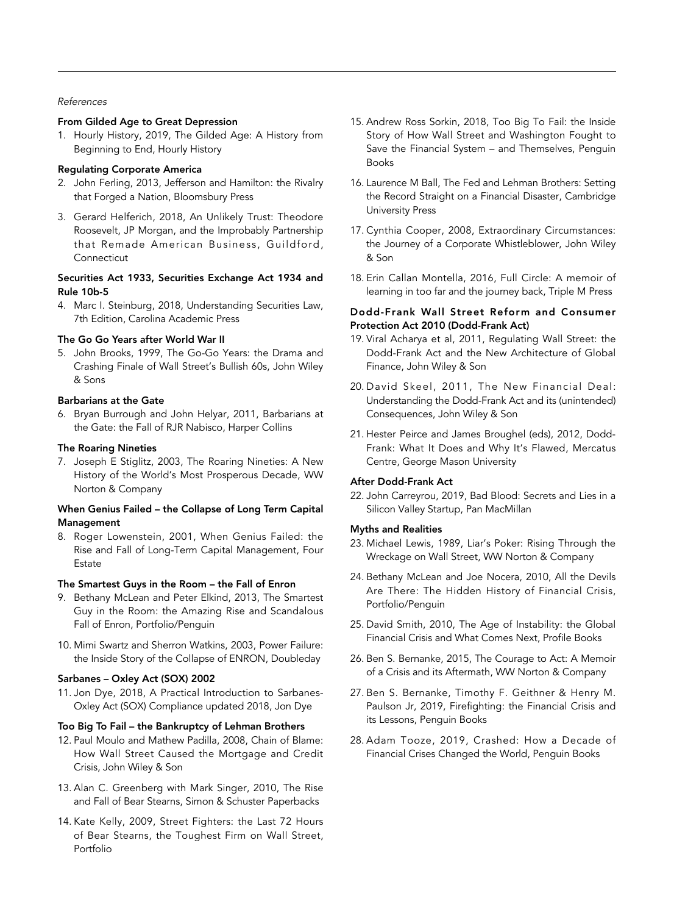*References*

**From Gilded Age to Great Depression**

1. Hourly History, 2019, The Gilded Age: A History from Beginning to End, Hourly History

**Regulating Corporate America**

2. John Ferling, 2013, Jefferson and Hamilton: the Rivalry that Forged a Nation, Bloomsbury Press
3. Gerard Helferich, 2018, An Unlikely Trust: Theodore Roosevelt, JP Morgan, and the Improbably Partnership that Remade American Business, Guildford, Connecticut

**Securities Act 1933, Securities Exchange Act 1934 and Rule 10b-5**

4. Marc I. Steinburg, 2018, Understanding Securities Law, 7th Edition, Carolina Academic Press

**The Go Go Years after World War II**

5. John Brooks, 1999, The Go-Go Years: the Drama and Crashing Finale of Wall Street's Bullish 60s, John Wiley & Sons

**Barbarians at the Gate**

6. Bryan Burrough and John Helyar, 2011, Barbarians at the Gate: the Fall of RJR Nabisco, Harper Collins

**The Roaring Nineties**

7. Joseph E Stiglitz, 2003, The Roaring Nineties: A New History of the World's Most Prosperous Decade, WW Norton & Company

**When Genius Failed – the Collapse of Long Term Capital Management**

8. Roger Lowenstein, 2001, When Genius Failed: the Rise and Fall of Long-Term Capital Management, Four Estate

**The Smartest Guys in the Room – the Fall of Enron**

9. Bethany McLean and Peter Elkind, 2013, The Smartest Guy in the Room: the Amazing Rise and Scandalous Fall of Enron, Portfolio/Penguin
10. Mimi Swartz and Sherron Watkins, 2003, Power Failure: the Inside Story of the Collapse of ENRON, Doubleday

**Sarbanes – Oxley Act (SOX) 2002**

11. Jon Dye, 2018, A Practical Introduction to Sarbanes-Oxley Act (SOX) Compliance updated 2018, Jon Dye

**Too Big To Fail – the Bankruptcy of Lehman Brothers**

12. Paul Moulo and Mathew Padilla, 2008, Chain of Blame: How Wall Street Caused the Mortgage and Credit Crisis, John Wiley & Son
13. Alan C. Greenberg with Mark Singer, 2010, The Rise and Fall of Bear Stearns, Simon & Schuster Paperbacks
14. Kate Kelly, 2009, Street Fighters: the Last 72 Hours of Bear Stearns, the Toughest Firm on Wall Street, Portfolio
15. Andrew Ross Sorkin, 2018, Too Big To Fail: the Inside Story of How Wall Street and Washington Fought to Save the Financial System – and Themselves, Penguin Books
16. Laurence M Ball, The Fed and Lehman Brothers: Setting the Record Straight on a Financial Disaster, Cambridge University Press
17. Cynthia Cooper, 2008, Extraordinary Circumstances: the Journey of a Corporate Whistleblower, John Wiley & Son
18. Erin Callan Montella, 2016, Full Circle: A memoir of learning in too far and the journey back, Triple M Press

**Dodd-Frank Wall Street Reform and Consumer Protection Act 2010 (Dodd-Frank Act)**

19. Viral Acharya et al, 2011, Regulating Wall Street: the Dodd-Frank Act and the New Architecture of Global Finance, John Wiley & Son
20. David Skeel, 2011, The New Financial Deal: Understanding the Dodd-Frank Act and its (unintended) Consequences, John Wiley & Son
21. Hester Peirce and James Broughel (eds), 2012, Dodd-Frank: What It Does and Why It's Flawed, Mercatus Centre, George Mason University

**After Dodd-Frank Act**

22. John Carreyrou, 2019, Bad Blood: Secrets and Lies in a Silicon Valley Startup, Pan MacMillan

**Myths and Realities**

23. Michael Lewis, 1989, Liar's Poker: Rising Through the Wreckage on Wall Street, WW Norton & Company
24. Bethany McLean and Joe Nocera, 2010, All the Devils Are There: The Hidden History of Financial Crisis, Portfolio/Penguin
25. David Smith, 2010, The Age of Instability: the Global Financial Crisis and What Comes Next, Profile Books
26. Ben S. Bernanke, 2015, The Courage to Act: A Memoir of a Crisis and its Aftermath, WW Norton & Company
27. Ben S. Bernanke, Timothy F. Geithner & Henry M. Paulson Jr, 2019, Firefighting: the Financial Crisis and its Lessons, Penguin Books
28. Adam Tooze, 2019, Crashed: How a Decade of Financial Crises Changed the World, Penguin Books